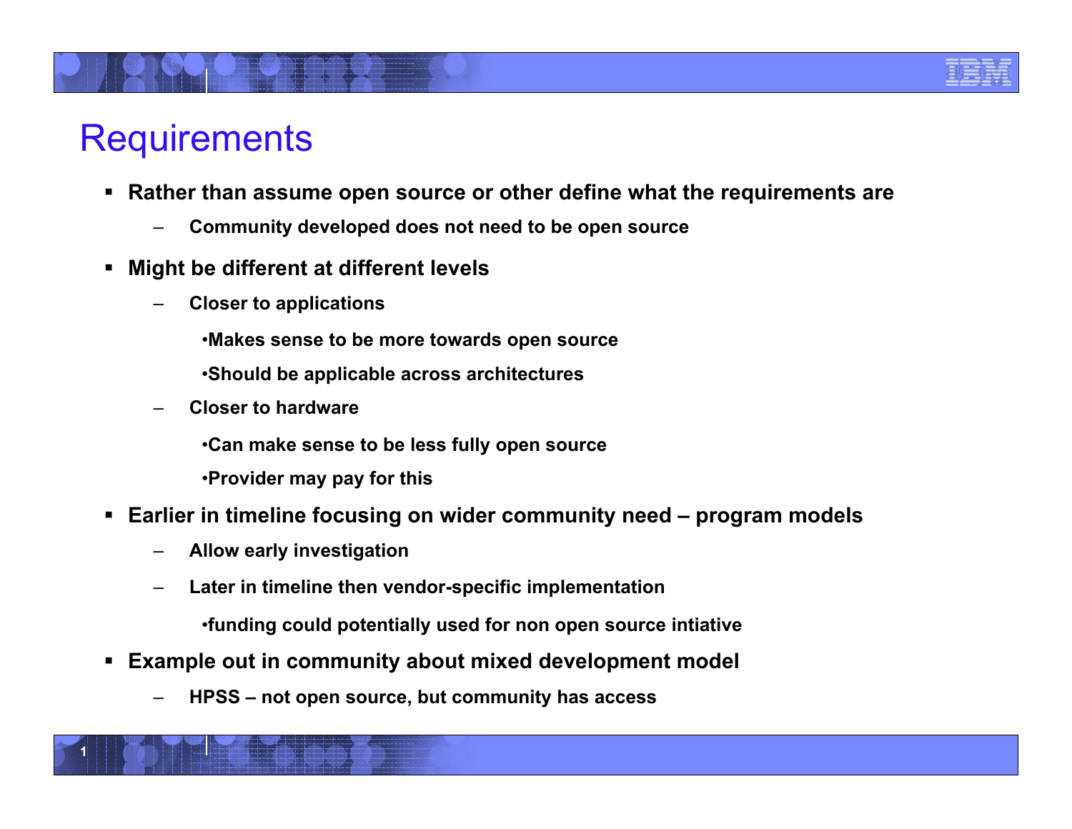# Requirements

- Rather than assume open source or other define what the requirements are
  - Community developed does not need to be open source
- Might be different at different levels
  - Closer to applications
    - Makes sense to be more towards open source
    - Should be applicable across architectures
  - Closer to hardware
    - Can make sense to be less fully open source
    - Provider may pay for this
- Earlier in timeline focusing on wider community need – program models
  - Allow early investigation
  - Later in timeline then vendor-specific implementation
    - funding could potentially used for non open source intiative
- Example out in community about mixed development model
  - HPSS – not open source, but community has access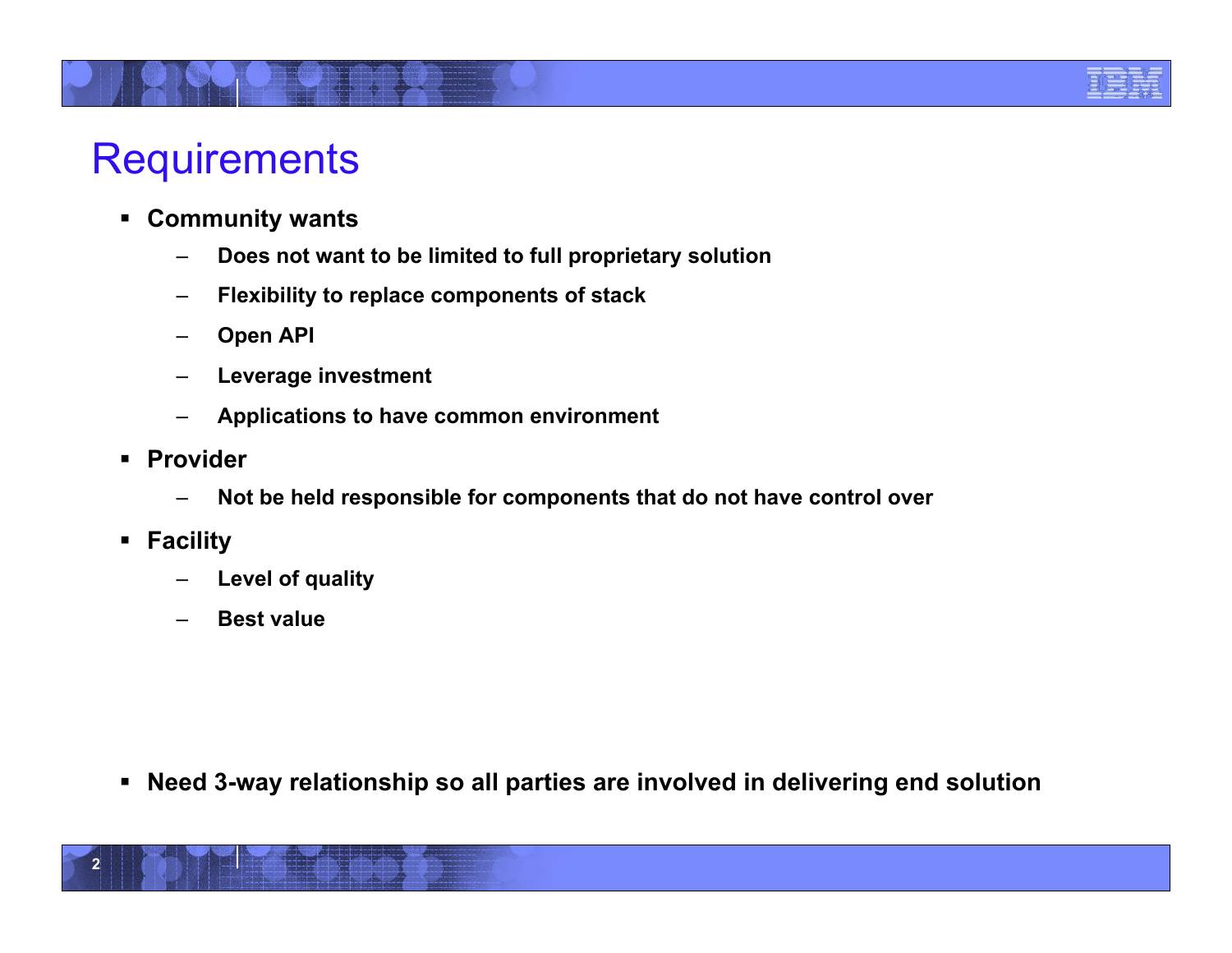# Requirements

- **Community wants**
  - **Does not want to be limited to full proprietary solution**
  - **Flexibility to replace components of stack**
  - **Open API**
  - **Leverage investment**
  - **Applications to have common environment**
- **Provider**
  - **Not be held responsible for components that do not have control over**
- **Facility**
  - **Level of quality**
  - **Best value**

- **Need 3-way relationship so all parties are involved in delivering end solution**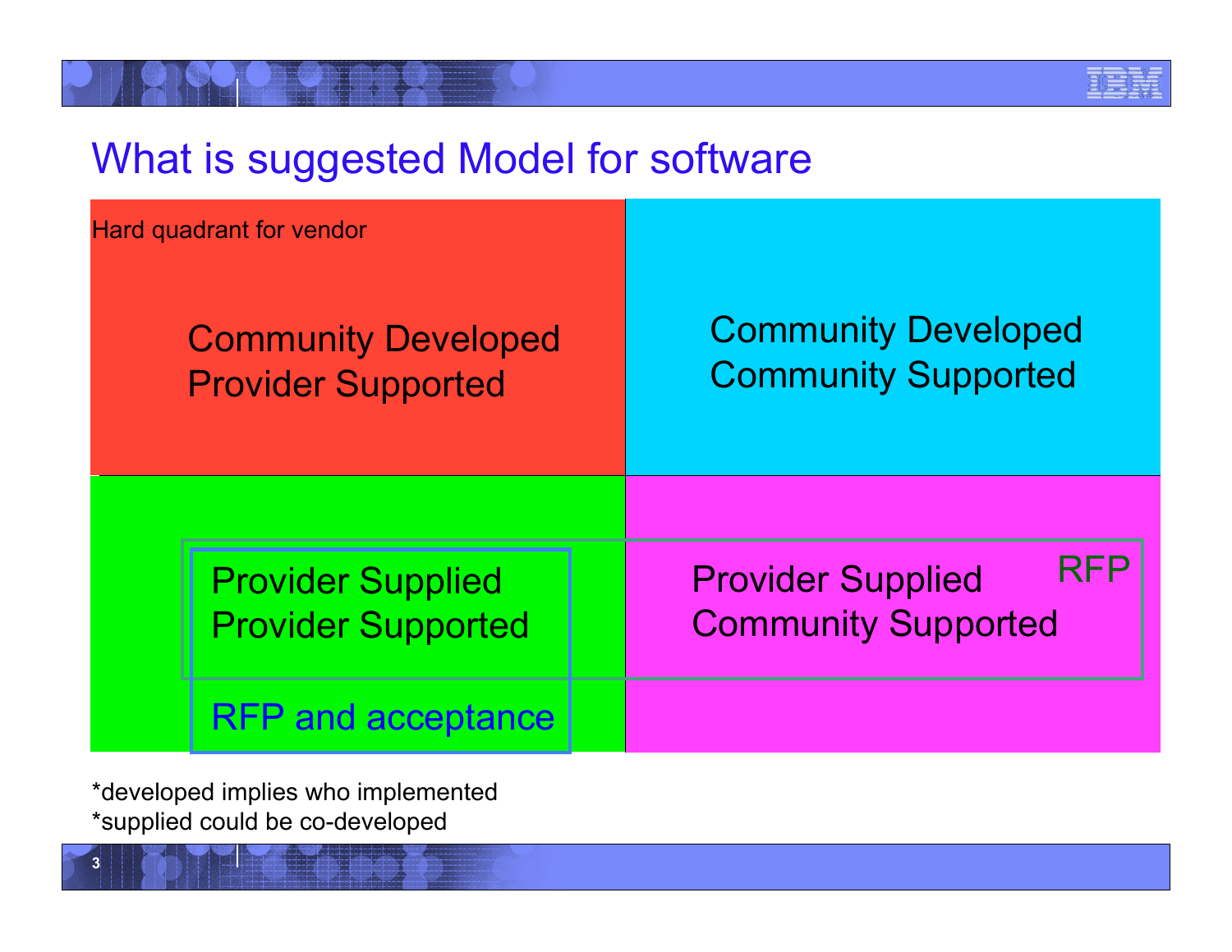# What is suggested Model for software

| | |
|---|---|
| Hard quadrant for vendor<br><br>Community Developed<br>Provider Supported | Community Developed<br>Community Supported |
| Provider Supplied<br>Provider Supported<br><br>RFP and acceptance | Provider Supplied<br>Community Supported<br><br>RFP |

*developed implies who implemented

*supplied could be co-developed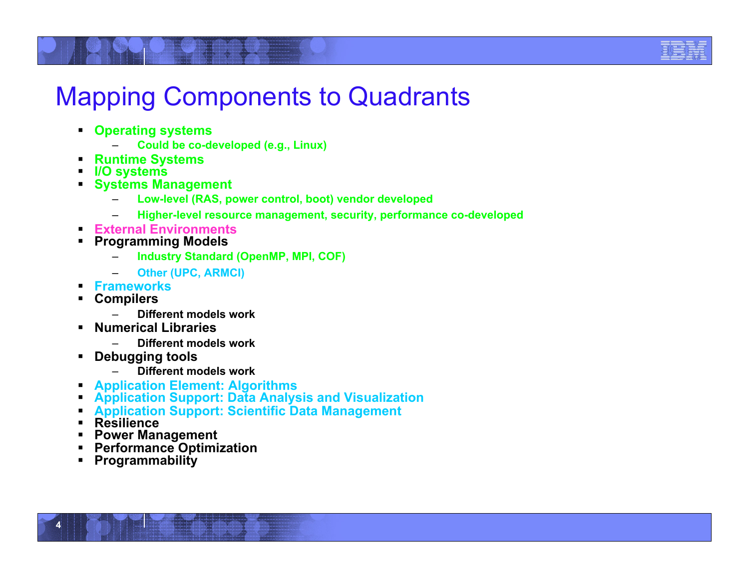# Mapping Components to Quadrants

- **Operating systems**
  - **Could be co-developed (e.g., Linux)**
- **Runtime Systems**
- **I/O systems**
- **Systems Management**
  - **Low-level (RAS, power control, boot) vendor developed**
  - **Higher-level resource management, security, performance co-developed**
- **External Environments**
- **Programming Models**
  - **Industry Standard (OpenMP, MPI, COF)**
  - **Other (UPC, ARMCI)**
- **Frameworks**
- **Compilers**
  - **Different models work**
- **Numerical Libraries**
  - **Different models work**
- **Debugging tools**
  - **Different models work**
- **Application Element: Algorithms**
- **Application Support: Data Analysis and Visualization**
- **Application Support: Scientific Data Management**
- **Resilience**
- **Power Management**
- **Performance Optimization**
- **Programmability**